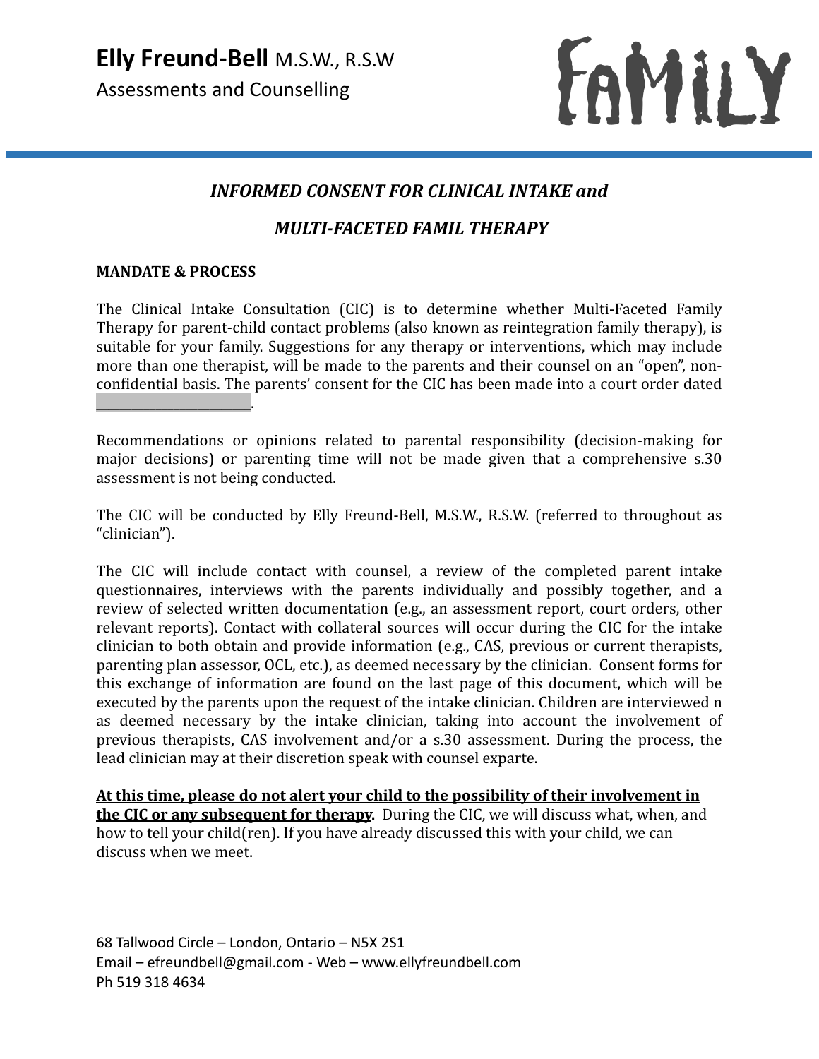**Elly Freund-Bell** M.S.W., R.S.W
Assessments and Counselling

FAMILY

## *INFORMED CONSENT FOR CLINICAL INTAKE and*

## *MULTI-FACETED FAMIL THERAPY*

**MANDATE & PROCESS**

The Clinical Intake Consultation (CIC) is to determine whether Multi-Faceted Family Therapy for parent-child contact problems (also known as reintegration family therapy), is suitable for your family. Suggestions for any therapy or interventions, which may include more than one therapist, will be made to the parents and their counsel on an "open", non-confidential basis. The parents' consent for the CIC has been made into a court order dated ______________________.

Recommendations or opinions related to parental responsibility (decision-making for major decisions) or parenting time will not be made given that a comprehensive s.30 assessment is not being conducted.

The CIC will be conducted by Elly Freund-Bell, M.S.W., R.S.W. (referred to throughout as "clinician").

The CIC will include contact with counsel, a review of the completed parent intake questionnaires, interviews with the parents individually and possibly together, and a review of selected written documentation (e.g., an assessment report, court orders, other relevant reports). Contact with collateral sources will occur during the CIC for the intake clinician to both obtain and provide information (e.g., CAS, previous or current therapists, parenting plan assessor, OCL, etc.), as deemed necessary by the clinician. Consent forms for this exchange of information are found on the last page of this document, which will be executed by the parents upon the request of the intake clinician. Children are interviewed n as deemed necessary by the intake clinician, taking into account the involvement of previous therapists, CAS involvement and/or a s.30 assessment. During the process, the lead clinician may at their discretion speak with counsel exparte.

**At this time, please do not alert your child to the possibility of their involvement in the CIC or any subsequent for therapy.** During the CIC, we will discuss what, when, and how to tell your child(ren). If you have already discussed this with your child, we can discuss when we meet.

68 Tallwood Circle – London, Ontario – N5X 2S1
Email – efreundbell@gmail.com - Web – www.ellyfreundbell.com
Ph 519 318 4634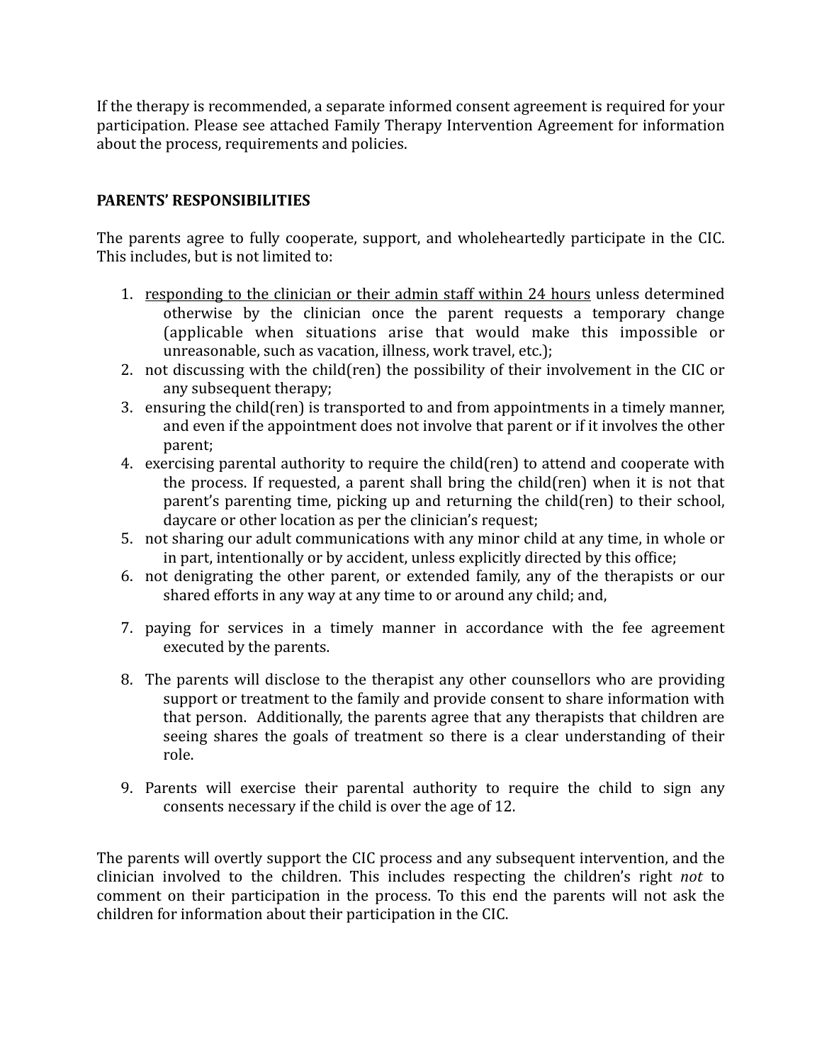If the therapy is recommended, a separate informed consent agreement is required for your participation. Please see attached Family Therapy Intervention Agreement for information about the process, requirements and policies.

**PARENTS' RESPONSIBILITIES**

The parents agree to fully cooperate, support, and wholeheartedly participate in the CIC. This includes, but is not limited to:

1. <u>responding to the clinician or their admin staff within 24 hours</u> unless determined otherwise by the clinician once the parent requests a temporary change (applicable when situations arise that would make this impossible or unreasonable, such as vacation, illness, work travel, etc.);
2. not discussing with the child(ren) the possibility of their involvement in the CIC or any subsequent therapy;
3. ensuring the child(ren) is transported to and from appointments in a timely manner, and even if the appointment does not involve that parent or if it involves the other parent;
4. exercising parental authority to require the child(ren) to attend and cooperate with the process. If requested, a parent shall bring the child(ren) when it is not that parent's parenting time, picking up and returning the child(ren) to their school, daycare or other location as per the clinician's request;
5. not sharing our adult communications with any minor child at any time, in whole or in part, intentionally or by accident, unless explicitly directed by this office;
6. not denigrating the other parent, or extended family, any of the therapists or our shared efforts in any way at any time to or around any child; and,
7. paying for services in a timely manner in accordance with the fee agreement executed by the parents.
8. The parents will disclose to the therapist any other counsellors who are providing support or treatment to the family and provide consent to share information with that person. Additionally, the parents agree that any therapists that children are seeing shares the goals of treatment so there is a clear understanding of their role.
9. Parents will exercise their parental authority to require the child to sign any consents necessary if the child is over the age of 12.

The parents will overtly support the CIC process and any subsequent intervention, and the clinician involved to the children. This includes respecting the children's right *not* to comment on their participation in the process. To this end the parents will not ask the children for information about their participation in the CIC.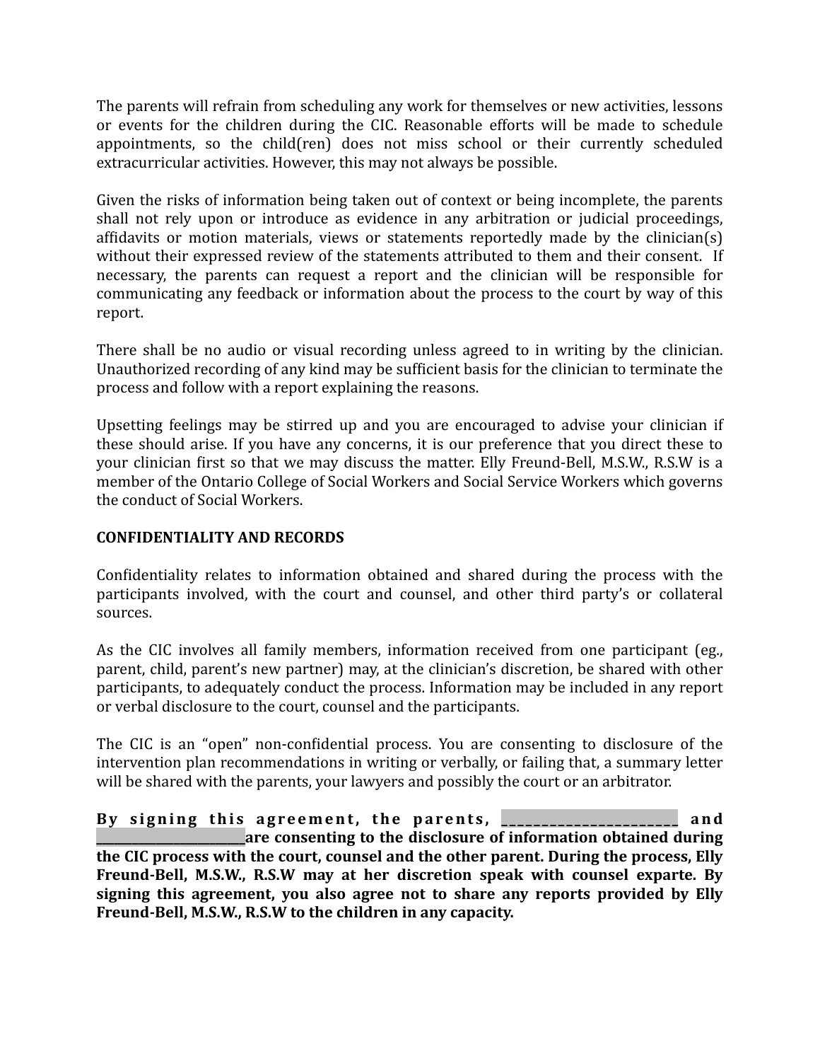The parents will refrain from scheduling any work for themselves or new activities, lessons or events for the children during the CIC. Reasonable efforts will be made to schedule appointments, so the child(ren) does not miss school or their currently scheduled extracurricular activities. However, this may not always be possible.

Given the risks of information being taken out of context or being incomplete, the parents shall not rely upon or introduce as evidence in any arbitration or judicial proceedings, affidavits or motion materials, views or statements reportedly made by the clinician(s) without their expressed review of the statements attributed to them and their consent. If necessary, the parents can request a report and the clinician will be responsible for communicating any feedback or information about the process to the court by way of this report.

There shall be no audio or visual recording unless agreed to in writing by the clinician. Unauthorized recording of any kind may be sufficient basis for the clinician to terminate the process and follow with a report explaining the reasons.

Upsetting feelings may be stirred up and you are encouraged to advise your clinician if these should arise. If you have any concerns, it is our preference that you direct these to your clinician first so that we may discuss the matter. Elly Freund-Bell, M.S.W., R.S.W is a member of the Ontario College of Social Workers and Social Service Workers which governs the conduct of Social Workers.

**CONFIDENTIALITY AND RECORDS**

Confidentiality relates to information obtained and shared during the process with the participants involved, with the court and counsel, and other third party's or collateral sources.

As the CIC involves all family members, information received from one participant (eg., parent, child, parent's new partner) may, at the clinician's discretion, be shared with other participants, to adequately conduct the process. Information may be included in any report or verbal disclosure to the court, counsel and the participants.

The CIC is an "open" non-confidential process. You are consenting to disclosure of the intervention plan recommendations in writing or verbally, or failing that, a summary letter will be shared with the parents, your lawyers and possibly the court or an arbitrator.

**By signing this agreement, the parents, ________________________ and ______________________are consenting to the disclosure of information obtained during the CIC process with the court, counsel and the other parent. During the process, Elly Freund-Bell, M.S.W., R.S.W may at her discretion speak with counsel exparte. By signing this agreement, you also agree not to share any reports provided by Elly Freund-Bell, M.S.W., R.S.W to the children in any capacity.**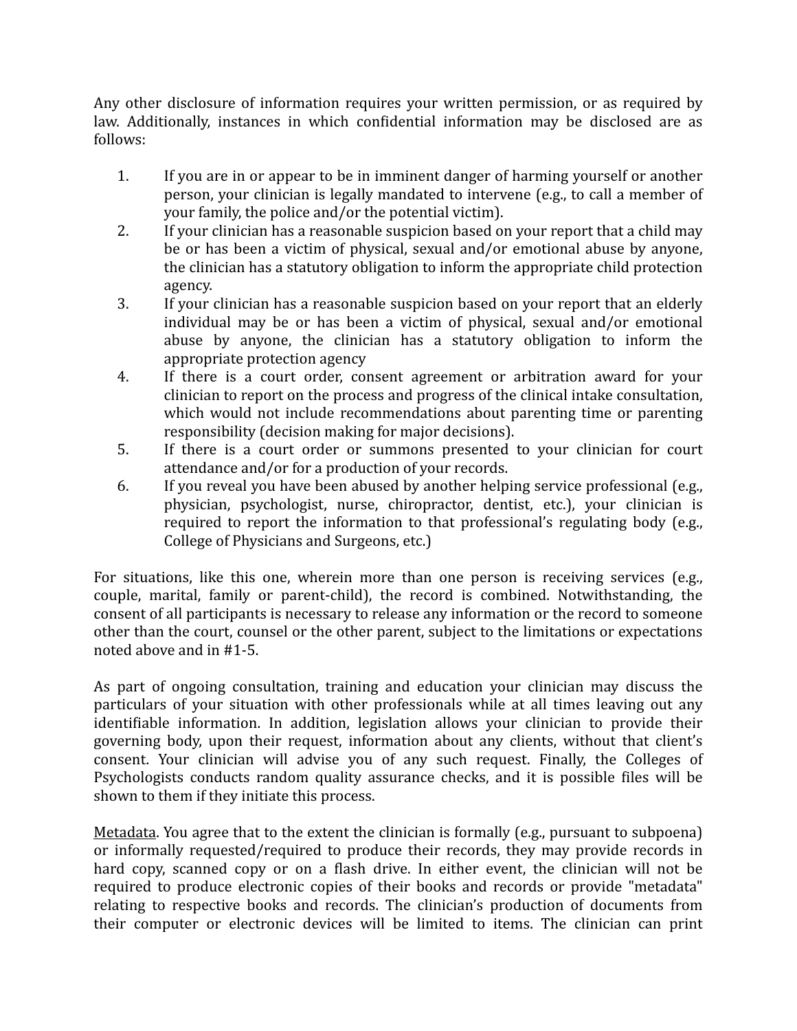Any other disclosure of information requires your written permission, or as required by law. Additionally, instances in which confidential information may be disclosed are as follows:

1. If you are in or appear to be in imminent danger of harming yourself or another person, your clinician is legally mandated to intervene (e.g., to call a member of your family, the police and/or the potential victim).
2. If your clinician has a reasonable suspicion based on your report that a child may be or has been a victim of physical, sexual and/or emotional abuse by anyone, the clinician has a statutory obligation to inform the appropriate child protection agency.
3. If your clinician has a reasonable suspicion based on your report that an elderly individual may be or has been a victim of physical, sexual and/or emotional abuse by anyone, the clinician has a statutory obligation to inform the appropriate protection agency
4. If there is a court order, consent agreement or arbitration award for your clinician to report on the process and progress of the clinical intake consultation, which would not include recommendations about parenting time or parenting responsibility (decision making for major decisions).
5. If there is a court order or summons presented to your clinician for court attendance and/or for a production of your records.
6. If you reveal you have been abused by another helping service professional (e.g., physician, psychologist, nurse, chiropractor, dentist, etc.), your clinician is required to report the information to that professional's regulating body (e.g., College of Physicians and Surgeons, etc.)

For situations, like this one, wherein more than one person is receiving services (e.g., couple, marital, family or parent-child), the record is combined. Notwithstanding, the consent of all participants is necessary to release any information or the record to someone other than the court, counsel or the other parent, subject to the limitations or expectations noted above and in #1-5.

As part of ongoing consultation, training and education your clinician may discuss the particulars of your situation with other professionals while at all times leaving out any identifiable information. In addition, legislation allows your clinician to provide their governing body, upon their request, information about any clients, without that client's consent. Your clinician will advise you of any such request. Finally, the Colleges of Psychologists conducts random quality assurance checks, and it is possible files will be shown to them if they initiate this process.

<u>Metadata</u>. You agree that to the extent the clinician is formally (e.g., pursuant to subpoena) or informally requested/required to produce their records, they may provide records in hard copy, scanned copy or on a flash drive. In either event, the clinician will not be required to produce electronic copies of their books and records or provide "metadata" relating to respective books and records. The clinician's production of documents from their computer or electronic devices will be limited to items. The clinician can print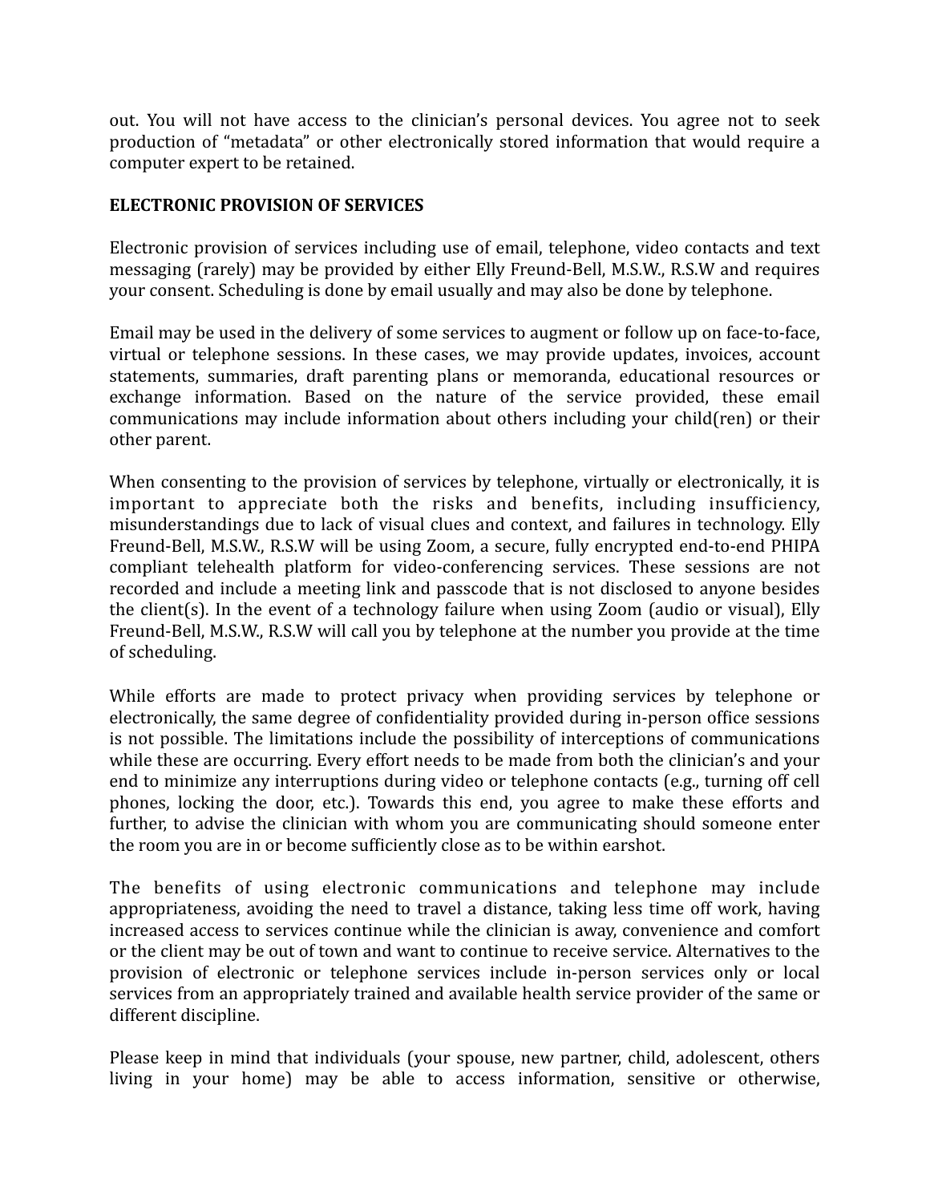out. You will not have access to the clinician's personal devices. You agree not to seek production of "metadata" or other electronically stored information that would require a computer expert to be retained.

**ELECTRONIC PROVISION OF SERVICES**

Electronic provision of services including use of email, telephone, video contacts and text messaging (rarely) may be provided by either Elly Freund-Bell, M.S.W., R.S.W and requires your consent. Scheduling is done by email usually and may also be done by telephone.

Email may be used in the delivery of some services to augment or follow up on face-to-face, virtual or telephone sessions. In these cases, we may provide updates, invoices, account statements, summaries, draft parenting plans or memoranda, educational resources or exchange information. Based on the nature of the service provided, these email communications may include information about others including your child(ren) or their other parent.

When consenting to the provision of services by telephone, virtually or electronically, it is important to appreciate both the risks and benefits, including insufficiency, misunderstandings due to lack of visual clues and context, and failures in technology. Elly Freund-Bell, M.S.W., R.S.W will be using Zoom, a secure, fully encrypted end-to-end PHIPA compliant telehealth platform for video-conferencing services. These sessions are not recorded and include a meeting link and passcode that is not disclosed to anyone besides the client(s). In the event of a technology failure when using Zoom (audio or visual), Elly Freund-Bell, M.S.W., R.S.W will call you by telephone at the number you provide at the time of scheduling.

While efforts are made to protect privacy when providing services by telephone or electronically, the same degree of confidentiality provided during in-person office sessions is not possible. The limitations include the possibility of interceptions of communications while these are occurring. Every effort needs to be made from both the clinician's and your end to minimize any interruptions during video or telephone contacts (e.g., turning off cell phones, locking the door, etc.). Towards this end, you agree to make these efforts and further, to advise the clinician with whom you are communicating should someone enter the room you are in or become sufficiently close as to be within earshot.

The benefits of using electronic communications and telephone may include appropriateness, avoiding the need to travel a distance, taking less time off work, having increased access to services continue while the clinician is away, convenience and comfort or the client may be out of town and want to continue to receive service. Alternatives to the provision of electronic or telephone services include in-person services only or local services from an appropriately trained and available health service provider of the same or different discipline.

Please keep in mind that individuals (your spouse, new partner, child, adolescent, others living in your home) may be able to access information, sensitive or otherwise,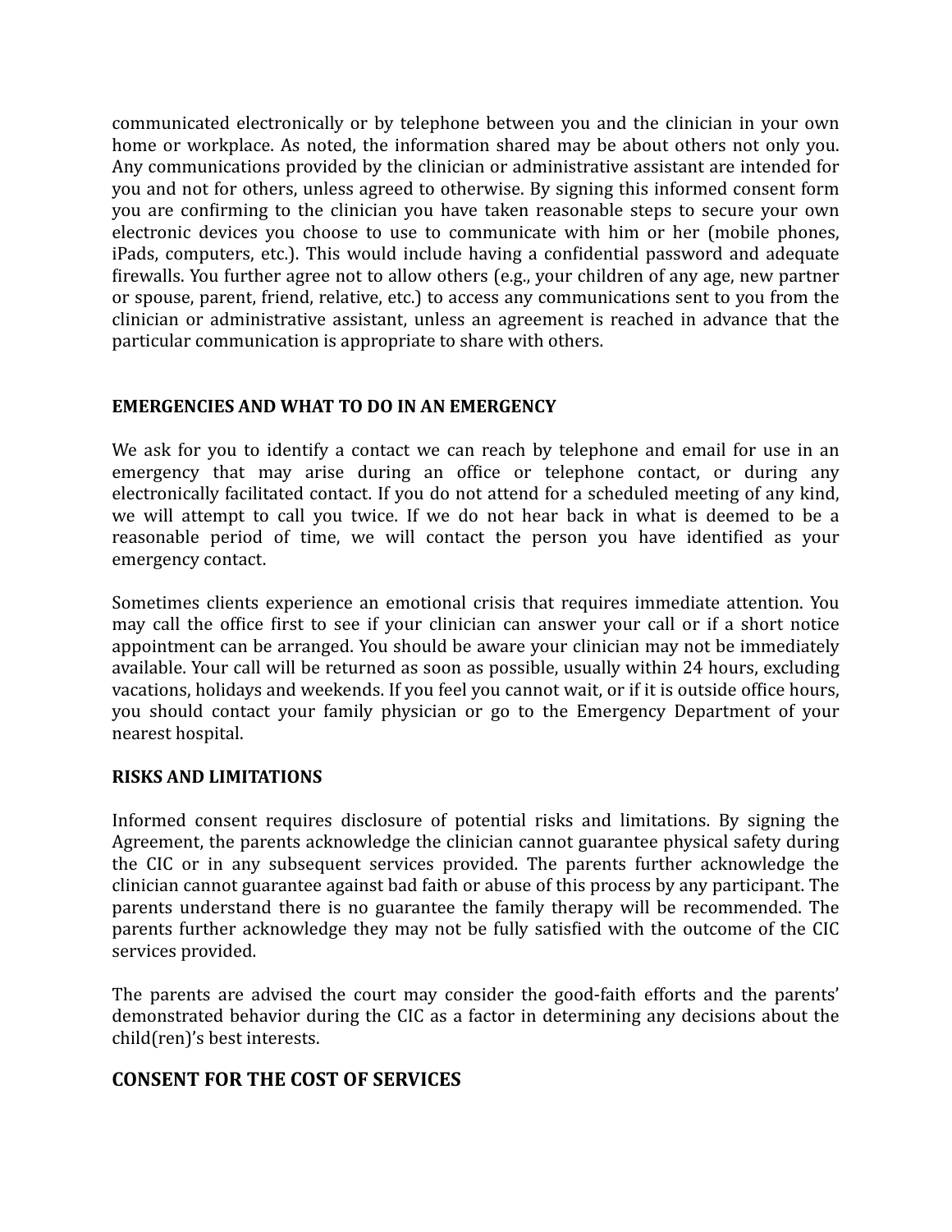communicated electronically or by telephone between you and the clinician in your own home or workplace. As noted, the information shared may be about others not only you. Any communications provided by the clinician or administrative assistant are intended for you and not for others, unless agreed to otherwise. By signing this informed consent form you are confirming to the clinician you have taken reasonable steps to secure your own electronic devices you choose to use to communicate with him or her (mobile phones, iPads, computers, etc.). This would include having a confidential password and adequate firewalls. You further agree not to allow others (e.g., your children of any age, new partner or spouse, parent, friend, relative, etc.) to access any communications sent to you from the clinician or administrative assistant, unless an agreement is reached in advance that the particular communication is appropriate to share with others.

**EMERGENCIES AND WHAT TO DO IN AN EMERGENCY**

We ask for you to identify a contact we can reach by telephone and email for use in an emergency that may arise during an office or telephone contact, or during any electronically facilitated contact. If you do not attend for a scheduled meeting of any kind, we will attempt to call you twice. If we do not hear back in what is deemed to be a reasonable period of time, we will contact the person you have identified as your emergency contact.

Sometimes clients experience an emotional crisis that requires immediate attention. You may call the office first to see if your clinician can answer your call or if a short notice appointment can be arranged. You should be aware your clinician may not be immediately available. Your call will be returned as soon as possible, usually within 24 hours, excluding vacations, holidays and weekends. If you feel you cannot wait, or if it is outside office hours, you should contact your family physician or go to the Emergency Department of your nearest hospital.

**RISKS AND LIMITATIONS**

Informed consent requires disclosure of potential risks and limitations. By signing the Agreement, the parents acknowledge the clinician cannot guarantee physical safety during the CIC or in any subsequent services provided. The parents further acknowledge the clinician cannot guarantee against bad faith or abuse of this process by any participant. The parents understand there is no guarantee the family therapy will be recommended. The parents further acknowledge they may not be fully satisfied with the outcome of the CIC services provided.

The parents are advised the court may consider the good-faith efforts and the parents' demonstrated behavior during the CIC as a factor in determining any decisions about the child(ren)'s best interests.

## CONSENT FOR THE COST OF SERVICES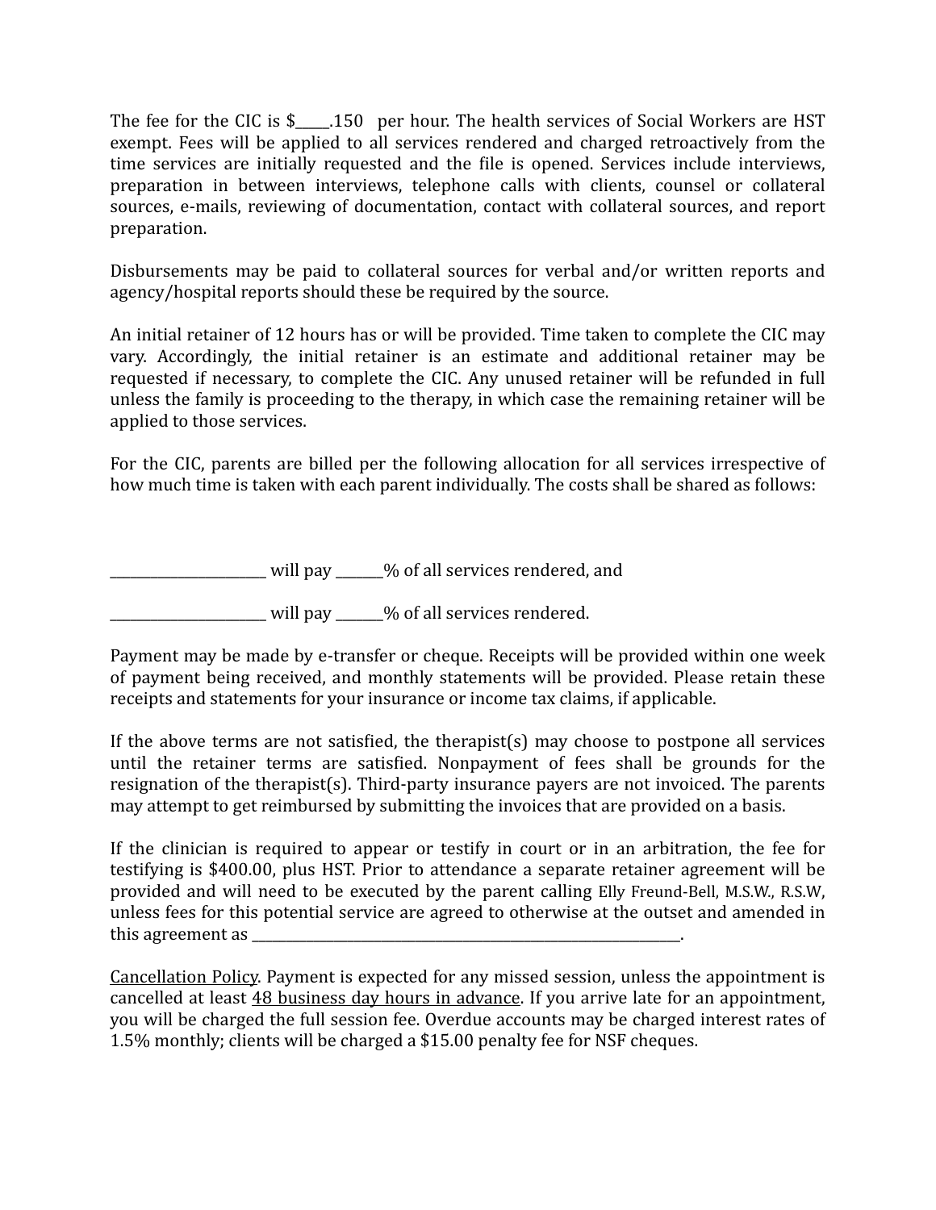The fee for the CIC is $_____.150 per hour. The health services of Social Workers are HST exempt. Fees will be applied to all services rendered and charged retroactively from the time services are initially requested and the file is opened. Services include interviews, preparation in between interviews, telephone calls with clients, counsel or collateral sources, e-mails, reviewing of documentation, contact with collateral sources, and report preparation.

Disbursements may be paid to collateral sources for verbal and/or written reports and agency/hospital reports should these be required by the source.

An initial retainer of 12 hours has or will be provided. Time taken to complete the CIC may vary. Accordingly, the initial retainer is an estimate and additional retainer may be requested if necessary, to complete the CIC. Any unused retainer will be refunded in full unless the family is proceeding to the therapy, in which case the remaining retainer will be applied to those services.

For the CIC, parents are billed per the following allocation for all services irrespective of how much time is taken with each parent individually. The costs shall be shared as follows:

______________________ will pay _______% of all services rendered, and

______________________ will pay _______% of all services rendered.

Payment may be made by e-transfer or cheque. Receipts will be provided within one week of payment being received, and monthly statements will be provided. Please retain these receipts and statements for your insurance or income tax claims, if applicable.

If the above terms are not satisfied, the therapist(s) may choose to postpone all services until the retainer terms are satisfied. Nonpayment of fees shall be grounds for the resignation of the therapist(s). Third-party insurance payers are not invoiced. The parents may attempt to get reimbursed by submitting the invoices that are provided on a basis.

If the clinician is required to appear or testify in court or in an arbitration, the fee for testifying is $400.00, plus HST. Prior to attendance a separate retainer agreement will be provided and will need to be executed by the parent calling Elly Freund-Bell, M.S.W., R.S.W, unless fees for this potential service are agreed to otherwise at the outset and amended in this agreement as _______________________________________________________________.

<u>Cancellation Policy</u>. Payment is expected for any missed session, unless the appointment is cancelled at least <u>48 business day hours in advance</u>. If you arrive late for an appointment, you will be charged the full session fee. Overdue accounts may be charged interest rates of 1.5% monthly; clients will be charged a $15.00 penalty fee for NSF cheques.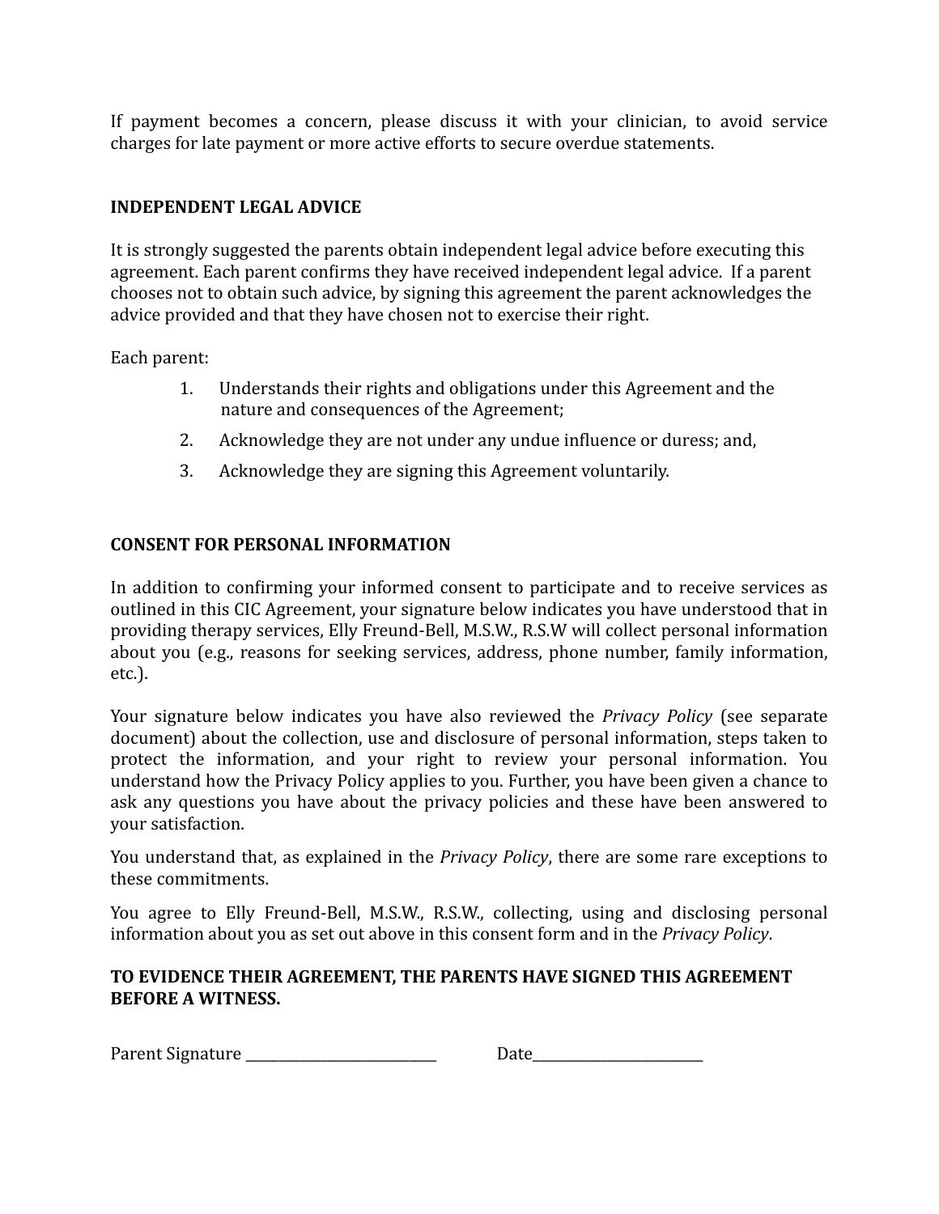If payment becomes a concern, please discuss it with your clinician, to avoid service charges for late payment or more active efforts to secure overdue statements.

**INDEPENDENT LEGAL ADVICE**

It is strongly suggested the parents obtain independent legal advice before executing this agreement. Each parent confirms they have received independent legal advice. If a parent chooses not to obtain such advice, by signing this agreement the parent acknowledges the advice provided and that they have chosen not to exercise their right.

Each parent:

1. Understands their rights and obligations under this Agreement and the nature and consequences of the Agreement;
2. Acknowledge they are not under any undue influence or duress; and,
3. Acknowledge they are signing this Agreement voluntarily.

**CONSENT FOR PERSONAL INFORMATION**

In addition to confirming your informed consent to participate and to receive services as outlined in this CIC Agreement, your signature below indicates you have understood that in providing therapy services, Elly Freund-Bell, M.S.W., R.S.W will collect personal information about you (e.g., reasons for seeking services, address, phone number, family information, etc.).

Your signature below indicates you have also reviewed the *Privacy Policy* (see separate document) about the collection, use and disclosure of personal information, steps taken to protect the information, and your right to review your personal information. You understand how the Privacy Policy applies to you. Further, you have been given a chance to ask any questions you have about the privacy policies and these have been answered to your satisfaction.

You understand that, as explained in the *Privacy Policy*, there are some rare exceptions to these commitments.

You agree to Elly Freund-Bell, M.S.W., R.S.W., collecting, using and disclosing personal information about you as set out above in this consent form and in the *Privacy Policy*.

**TO EVIDENCE THEIR AGREEMENT, THE PARENTS HAVE SIGNED THIS AGREEMENT BEFORE A WITNESS.**

Parent Signature ___________________________ Date________________________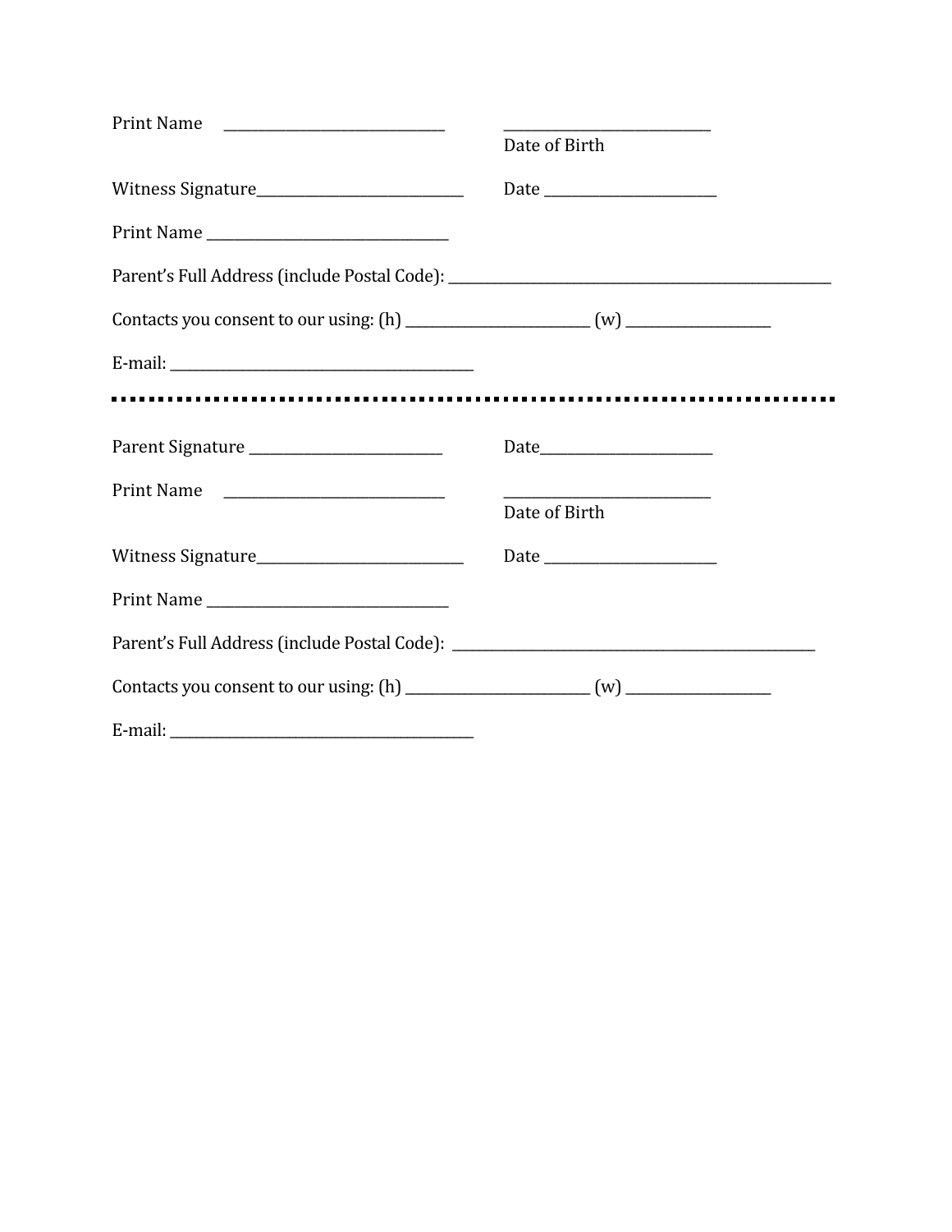Print Name ______________________________ ____________________________
Date of Birth

Witness Signature____________________________ Date ______________________

Print Name ________________________________

Parent's Full Address (include Postal Code): ______________________________________________________

Contacts you consent to our using: (h) ________________________ (w) ___________________

E-mail: ________________________________________

---

Parent Signature __________________________ Date______________________

Print Name ______________________________ ____________________________
Date of Birth

Witness Signature____________________________ Date ______________________

Print Name ________________________________

Parent's Full Address (include Postal Code): ____________________________________________________

Contacts you consent to our using: (h) ________________________ (w) ___________________

E-mail: ________________________________________